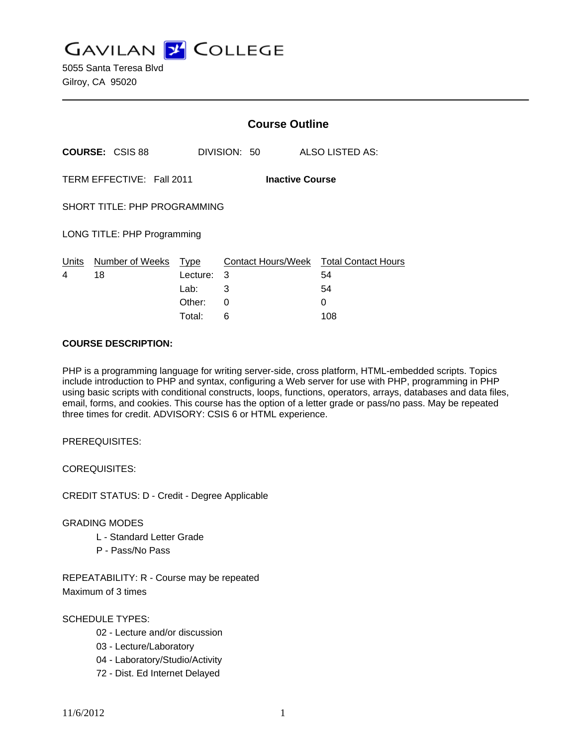# GAVILAN COLLEGE

5055 Santa Teresa Blvd
Gilroy, CA 95020

## Course Outline

**COURSE:** CSIS 88 DIVISION: 50 ALSO LISTED AS:

TERM EFFECTIVE: Fall 2011 **Inactive Course**

SHORT TITLE: PHP PROGRAMMING

LONG TITLE: PHP Programming

| Units | Number of Weeks | Type | Contact Hours/Week | Total Contact Hours |
|---|---|---|---|---|
| 4 | 18 | Lecture: | 3 | 54 |
| | | Lab: | 3 | 54 |
| | | Other: | 0 | 0 |
| | | Total: | 6 | 108 |

**COURSE DESCRIPTION:**

PHP is a programming language for writing server-side, cross platform, HTML-embedded scripts. Topics include introduction to PHP and syntax, configuring a Web server for use with PHP, programming in PHP using basic scripts with conditional constructs, loops, functions, operators, arrays, databases and data files, email, forms, and cookies. This course has the option of a letter grade or pass/no pass. May be repeated three times for credit. ADVISORY: CSIS 6 or HTML experience.

PREREQUISITES:

COREQUISITES:

CREDIT STATUS: D - Credit - Degree Applicable

GRADING MODES

- L - Standard Letter Grade
- P - Pass/No Pass

REPEATABILITY: R - Course may be repeated
Maximum of 3 times

SCHEDULE TYPES:

- 02 - Lecture and/or discussion
- 03 - Lecture/Laboratory
- 04 - Laboratory/Studio/Activity
- 72 - Dist. Ed Internet Delayed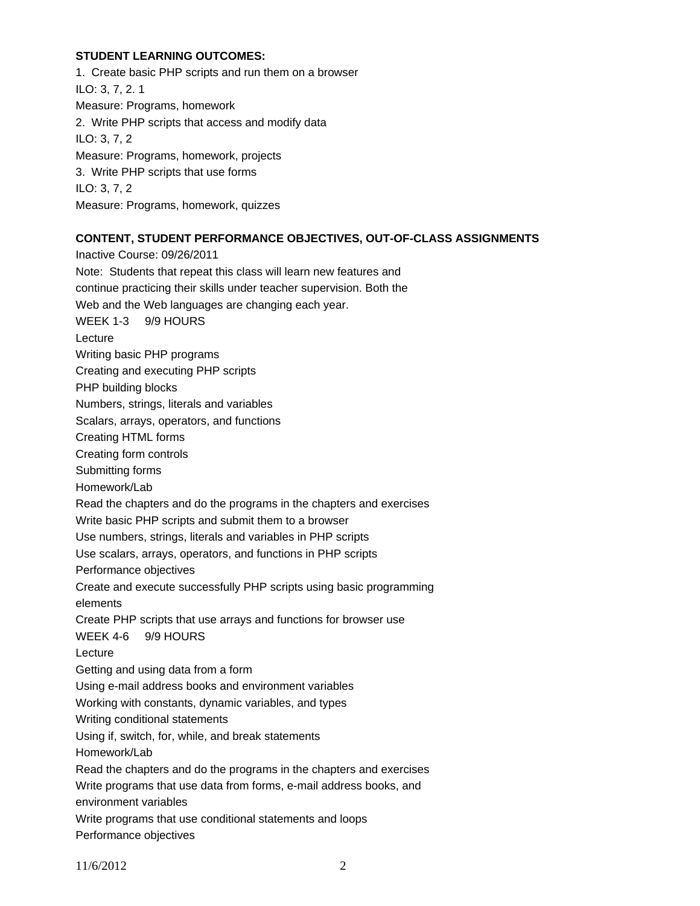**STUDENT LEARNING OUTCOMES:**

1. Create basic PHP scripts and run them on a browser

ILO: 3, 7, 2. 1

Measure: Programs, homework

2. Write PHP scripts that access and modify data

ILO: 3, 7, 2

Measure: Programs, homework, projects

3. Write PHP scripts that use forms

ILO: 3, 7, 2

Measure: Programs, homework, quizzes

**CONTENT, STUDENT PERFORMANCE OBJECTIVES, OUT-OF-CLASS ASSIGNMENTS**

Inactive Course: 09/26/2011

Note: Students that repeat this class will learn new features and continue practicing their skills under teacher supervision. Both the Web and the Web languages are changing each year.

WEEK 1-3 9/9 HOURS

Lecture

Writing basic PHP programs

Creating and executing PHP scripts

PHP building blocks

Numbers, strings, literals and variables

Scalars, arrays, operators, and functions

Creating HTML forms

Creating form controls

Submitting forms

Homework/Lab

Read the chapters and do the programs in the chapters and exercises

Write basic PHP scripts and submit them to a browser

Use numbers, strings, literals and variables in PHP scripts

Use scalars, arrays, operators, and functions in PHP scripts

Performance objectives

Create and execute successfully PHP scripts using basic programming elements

Create PHP scripts that use arrays and functions for browser use

WEEK 4-6 9/9 HOURS

Lecture

Getting and using data from a form

Using e-mail address books and environment variables

Working with constants, dynamic variables, and types

Writing conditional statements

Using if, switch, for, while, and break statements

Homework/Lab

Read the chapters and do the programs in the chapters and exercises

Write programs that use data from forms, e-mail address books, and environment variables

Write programs that use conditional statements and loops

Performance objectives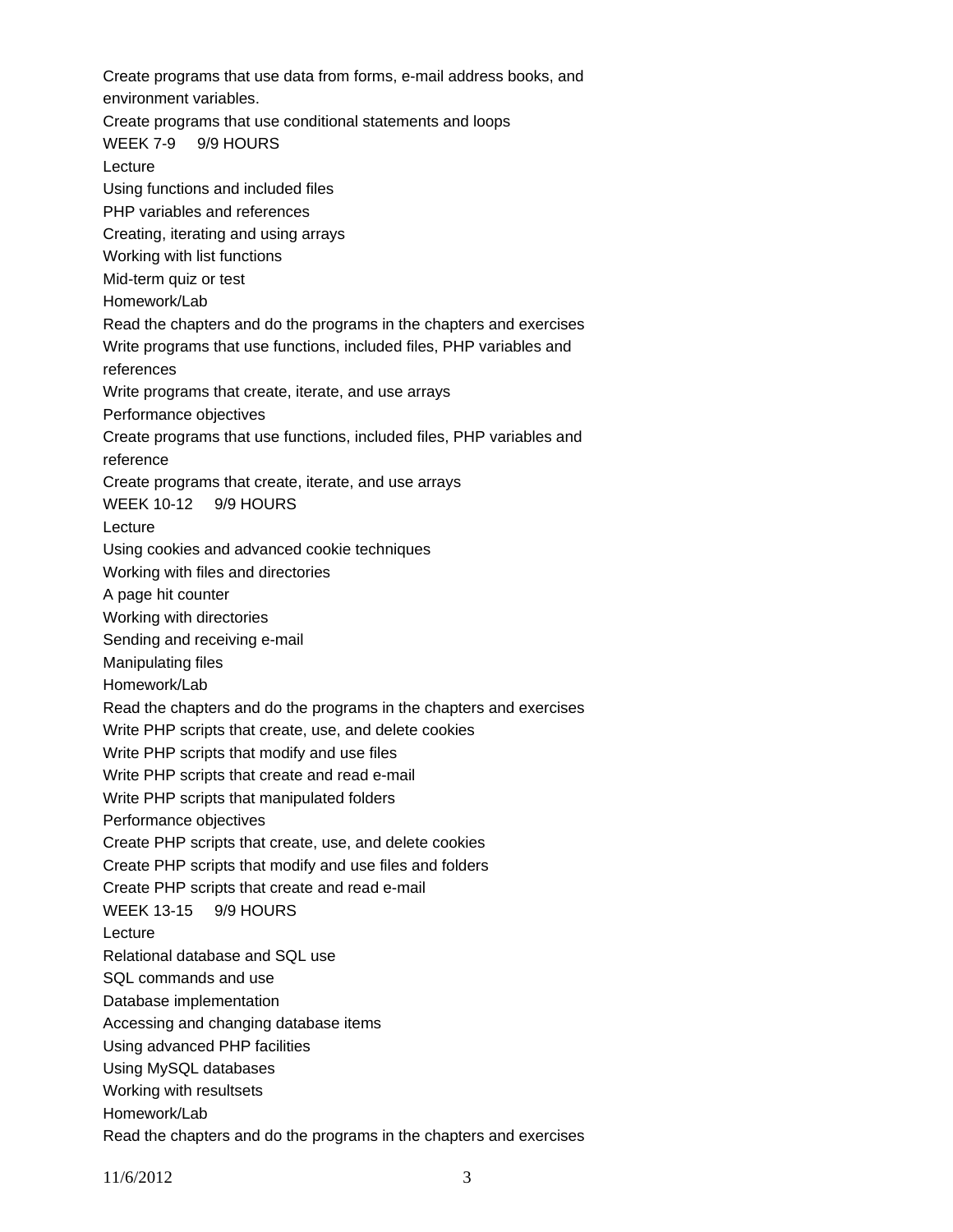Create programs that use data from forms, e-mail address books, and environment variables.

Create programs that use conditional statements and loops

WEEK 7-9 9/9 HOURS

Lecture

Using functions and included files

PHP variables and references

Creating, iterating and using arrays

Working with list functions

Mid-term quiz or test

Homework/Lab

Read the chapters and do the programs in the chapters and exercises

Write programs that use functions, included files, PHP variables and references

Write programs that create, iterate, and use arrays

Performance objectives

Create programs that use functions, included files, PHP variables and reference

Create programs that create, iterate, and use arrays

WEEK 10-12 9/9 HOURS

Lecture

Using cookies and advanced cookie techniques

Working with files and directories

A page hit counter

Working with directories

Sending and receiving e-mail

Manipulating files

Homework/Lab

Read the chapters and do the programs in the chapters and exercises

Write PHP scripts that create, use, and delete cookies

Write PHP scripts that modify and use files

Write PHP scripts that create and read e-mail

Write PHP scripts that manipulated folders

Performance objectives

Create PHP scripts that create, use, and delete cookies

Create PHP scripts that modify and use files and folders

Create PHP scripts that create and read e-mail

WEEK 13-15 9/9 HOURS

Lecture

Relational database and SQL use

SQL commands and use

Database implementation

Accessing and changing database items

Using advanced PHP facilities

Using MySQL databases

Working with resultsets

Homework/Lab

Read the chapters and do the programs in the chapters and exercises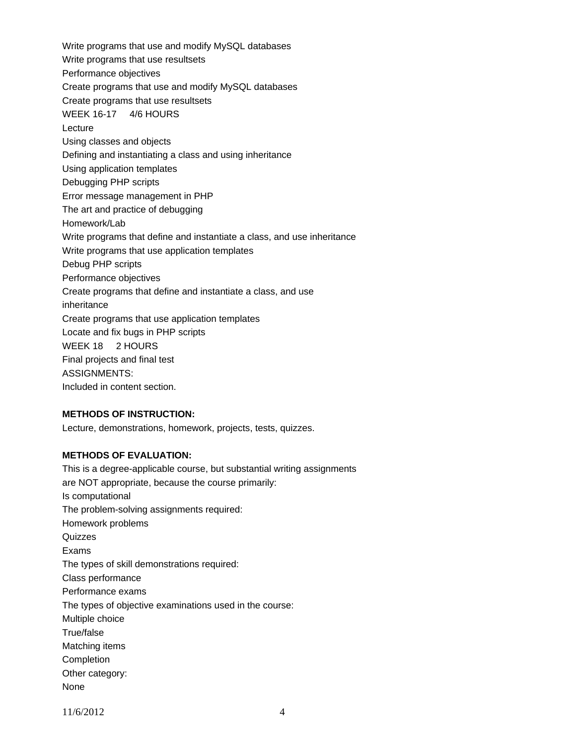Write programs that use and modify MySQL databases

Write programs that use resultsets

Performance objectives

Create programs that use and modify MySQL databases

Create programs that use resultsets

WEEK 16-17 4/6 HOURS

Lecture

Using classes and objects

Defining and instantiating a class and using inheritance

Using application templates

Debugging PHP scripts

Error message management in PHP

The art and practice of debugging

Homework/Lab

Write programs that define and instantiate a class, and use inheritance

Write programs that use application templates

Debug PHP scripts

Performance objectives

Create programs that define and instantiate a class, and use inheritance

Create programs that use application templates

Locate and fix bugs in PHP scripts

WEEK 18 2 HOURS

Final projects and final test

ASSIGNMENTS:

Included in content section.

**METHODS OF INSTRUCTION:**

Lecture, demonstrations, homework, projects, tests, quizzes.

**METHODS OF EVALUATION:**

This is a degree-applicable course, but substantial writing assignments are NOT appropriate, because the course primarily:

Is computational

The problem-solving assignments required:

Homework problems

Quizzes

Exams

The types of skill demonstrations required:

Class performance

Performance exams

The types of objective examinations used in the course:

Multiple choice

True/false

Matching items

Completion

Other category:

None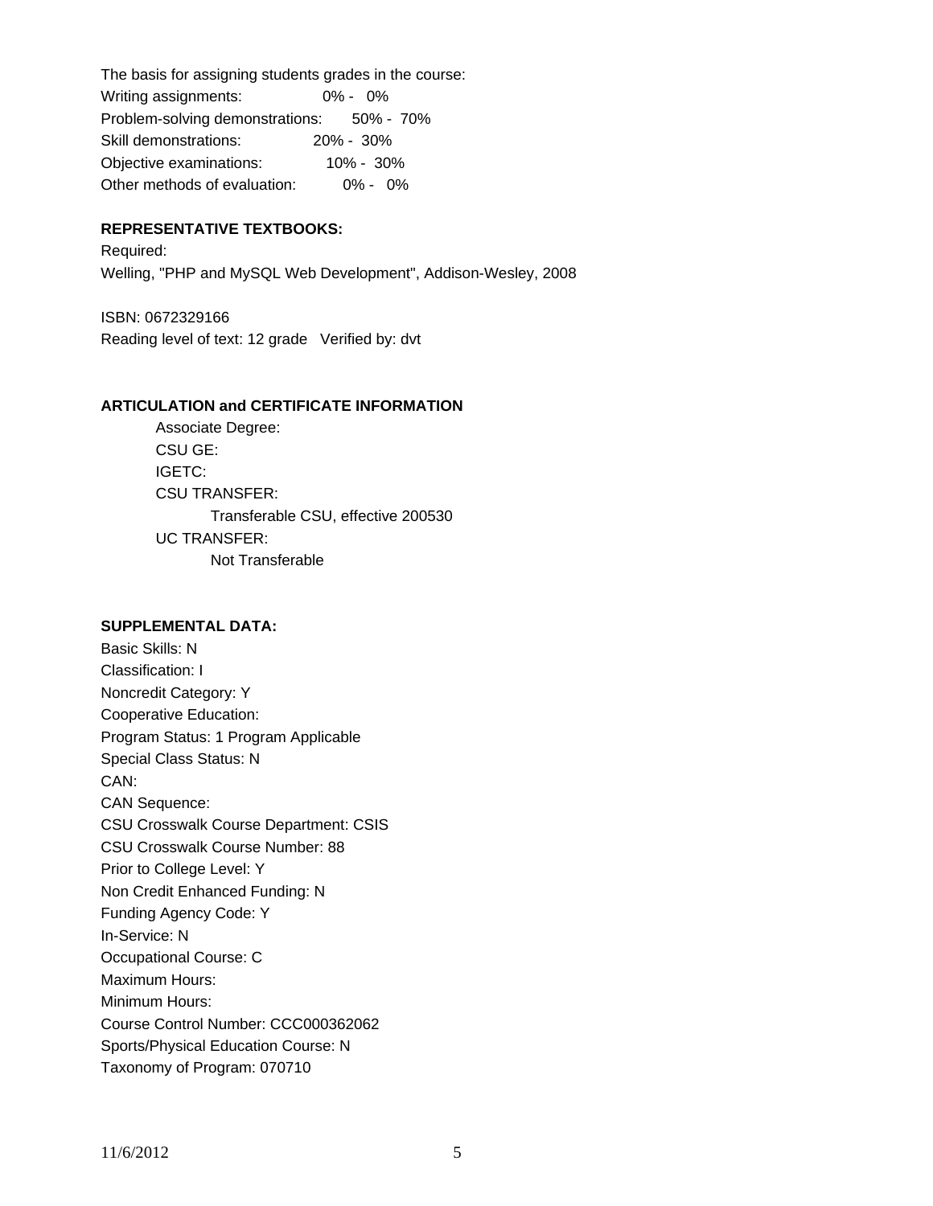The basis for assigning students grades in the course:

Writing assignments: 0% - 0%
Problem-solving demonstrations: 50% - 70%
Skill demonstrations: 20% - 30%
Objective examinations: 10% - 30%
Other methods of evaluation: 0% - 0%

**REPRESENTATIVE TEXTBOOKS:**

Required:
Welling, "PHP and MySQL Web Development", Addison-Wesley, 2008

ISBN: 0672329166
Reading level of text: 12 grade Verified by: dvt

**ARTICULATION and CERTIFICATE INFORMATION**

Associate Degree:
CSU GE:
IGETC:
CSU TRANSFER:
Transferable CSU, effective 200530
UC TRANSFER:
Not Transferable

**SUPPLEMENTAL DATA:**

Basic Skills: N
Classification: I
Noncredit Category: Y
Cooperative Education:
Program Status: 1 Program Applicable
Special Class Status: N
CAN:
CAN Sequence:
CSU Crosswalk Course Department: CSIS
CSU Crosswalk Course Number: 88
Prior to College Level: Y
Non Credit Enhanced Funding: N
Funding Agency Code: Y
In-Service: N
Occupational Course: C
Maximum Hours:
Minimum Hours:
Course Control Number: CCC000362062
Sports/Physical Education Course: N
Taxonomy of Program: 070710